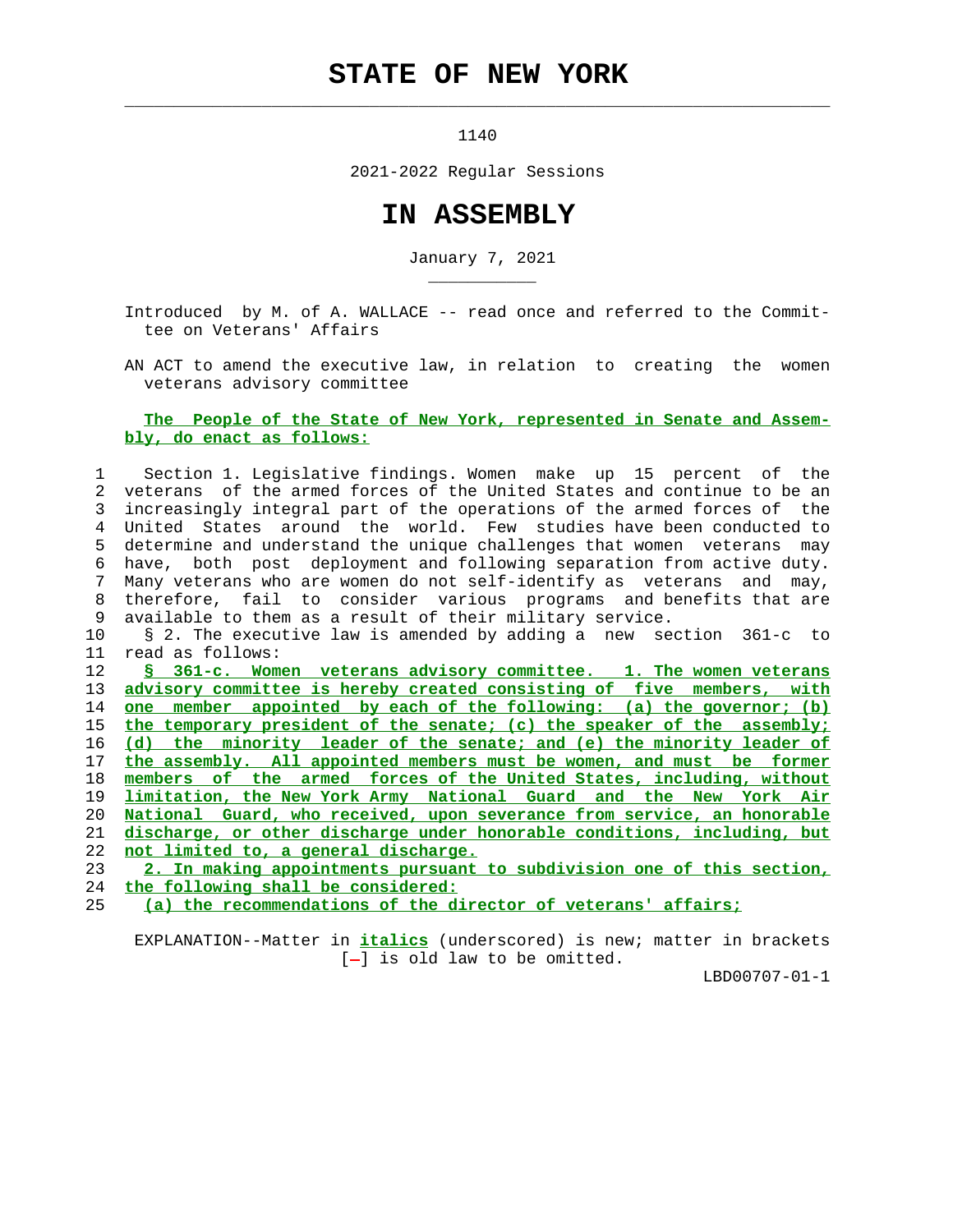# STATE OF NEW YORK

1140

2021-2022 Regular Sessions

# IN ASSEMBLY

January 7, 2021

Introduced by M. of A. WALLACE -- read once and referred to the Committee on Veterans' Affairs

AN ACT to amend the executive law, in relation to creating the women veterans advisory committee

**The People of the State of New York, represented in Senate and Assembly, do enact as follows:**

1 Section 1. Legislative findings. Women make up 15 percent of the
2 veterans of the armed forces of the United States and continue to be an
3 increasingly integral part of the operations of the armed forces of the
4 United States around the world. Few studies have been conducted to
5 determine and understand the unique challenges that women veterans may
6 have, both post deployment and following separation from active duty.
7 Many veterans who are women do not self-identify as veterans and may,
8 therefore, fail to consider various programs and benefits that are
9 available to them as a result of their military service.
10 § 2. The executive law is amended by adding a new section 361-c to
11 read as follows:
12 _§ 361-c. Women veterans advisory committee. 1. The women veterans_
13 _advisory committee is hereby created consisting of five members, with_
14 _one member appointed by each of the following: (a) the governor; (b)_
15 _the temporary president of the senate; (c) the speaker of the assembly;_
16 _(d) the minority leader of the senate; and (e) the minority leader of_
17 _the assembly. All appointed members must be women, and must be former_
18 _members of the armed forces of the United States, including, without_
19 _limitation, the New York Army National Guard and the New York Air_
20 _National Guard, who received, upon severance from service, an honorable_
21 _discharge, or other discharge under honorable conditions, including, but_
22 _not limited to, a general discharge._
23 _2. In making appointments pursuant to subdivision one of this section,_
24 _the following shall be considered:_
25 _(a) the recommendations of the director of veterans' affairs;_

EXPLANATION--Matter in _italics_ (underscored) is new; matter in brackets [-] is old law to be omitted.

LBD00707-01-1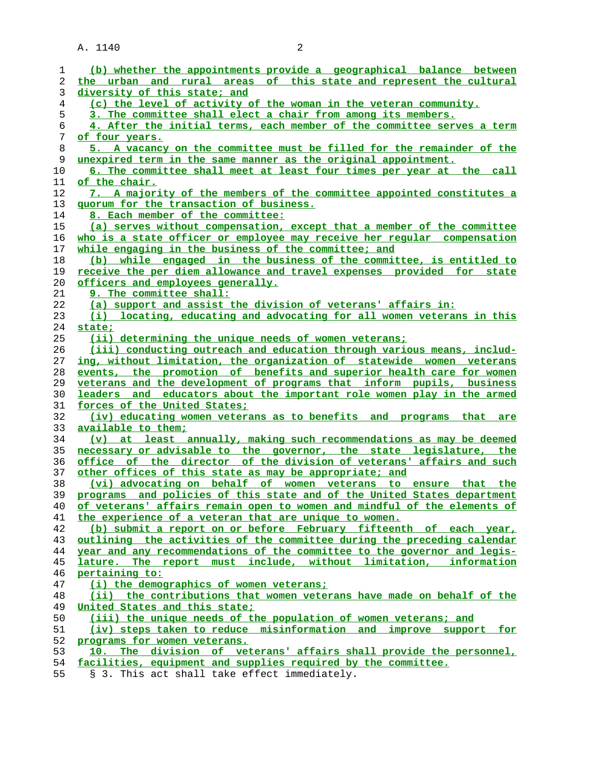(b) whether the appointments provide a geographical balance between the urban and rural areas of this state and represent the cultural diversity of this state; and

(c) the level of activity of the woman in the veteran community.

3. The committee shall elect a chair from among its members.

4. After the initial terms, each member of the committee serves a term of four years.

5. A vacancy on the committee must be filled for the remainder of the unexpired term in the same manner as the original appointment.

6. The committee shall meet at least four times per year at the call of the chair.

7. A majority of the members of the committee appointed constitutes a quorum for the transaction of business.

8. Each member of the committee:

(a) serves without compensation, except that a member of the committee who is a state officer or employee may receive her regular compensation while engaging in the business of the committee; and

(b) while engaged in the business of the committee, is entitled to receive the per diem allowance and travel expenses provided for state officers and employees generally.

9. The committee shall:

(a) support and assist the division of veterans' affairs in:

(i) locating, educating and advocating for all women veterans in this state;

(ii) determining the unique needs of women veterans;

(iii) conducting outreach and education through various means, including, without limitation, the organization of statewide women veterans events, the promotion of benefits and superior health care for women veterans and the development of programs that inform pupils, business leaders and educators about the important role women play in the armed forces of the United States;

(iv) educating women veterans as to benefits and programs that are available to them;

(v) at least annually, making such recommendations as may be deemed necessary or advisable to the governor, the state legislature, the office of the director of the division of veterans' affairs and such other offices of this state as may be appropriate; and

(vi) advocating on behalf of women veterans to ensure that the programs and policies of this state and of the United States department of veterans' affairs remain open to women and mindful of the elements of the experience of a veteran that are unique to women.

(b) submit a report on or before February fifteenth of each year, outlining the activities of the committee during the preceding calendar year and any recommendations of the committee to the governor and legislature. The report must include, without limitation, information pertaining to:

(i) the demographics of women veterans;

(ii) the contributions that women veterans have made on behalf of the United States and this state;

(iii) the unique needs of the population of women veterans; and

(iv) steps taken to reduce misinformation and improve support for programs for women veterans.

10. The division of veterans' affairs shall provide the personnel, facilities, equipment and supplies required by the committee.

§ 3. This act shall take effect immediately.